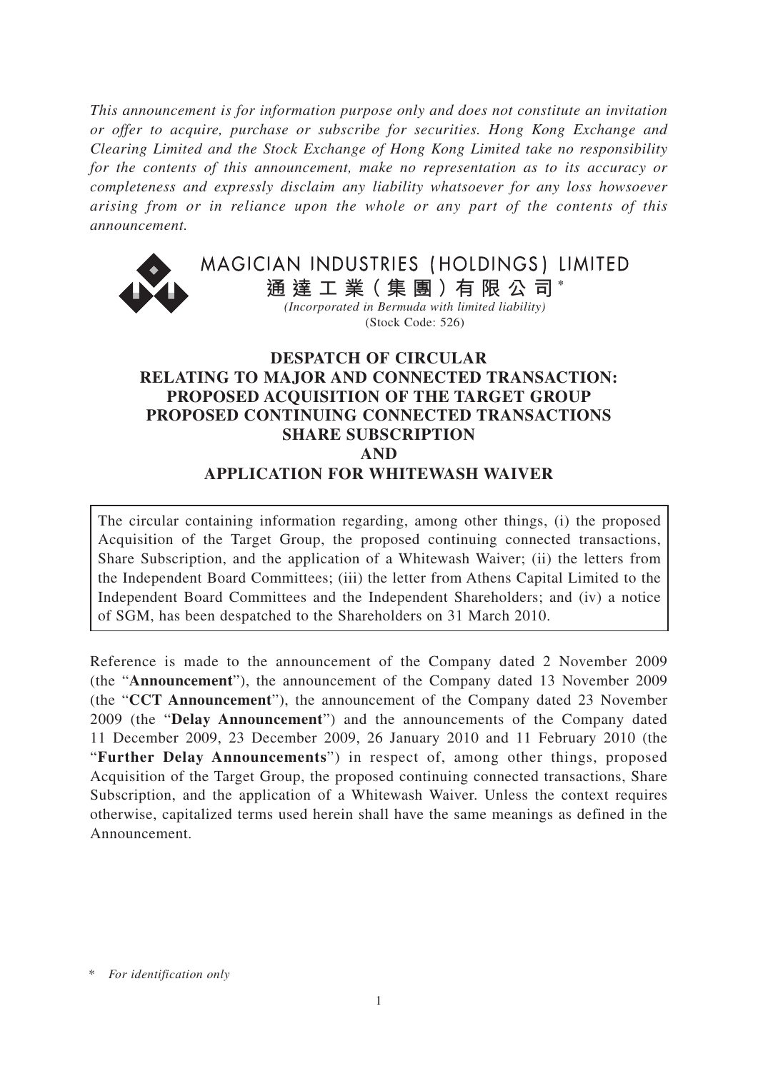*This announcement is for information purpose only and does not constitute an invitation or offer to acquire, purchase or subscribe for securities. Hong Kong Exchange and Clearing Limited and the Stock Exchange of Hong Kong Limited take no responsibility for the contents of this announcement, make no representation as to its accuracy or completeness and expressly disclaim any liability whatsoever for any loss howsoever arising from or in reliance upon the whole or any part of the contents of this announcement.*

# MAGICIAN INDUSTRIES (HOLDINGS) LIMITED
# 通達工業(集團)有限公司*

*(Incorporated in Bermuda with limited liability)*

(Stock Code: 526)

## DESPATCH OF CIRCULAR RELATING TO MAJOR AND CONNECTED TRANSACTION: PROPOSED ACQUISITION OF THE TARGET GROUP PROPOSED CONTINUING CONNECTED TRANSACTIONS SHARE SUBSCRIPTION AND APPLICATION FOR WHITEWASH WAIVER

The circular containing information regarding, among other things, (i) the proposed Acquisition of the Target Group, the proposed continuing connected transactions, Share Subscription, and the application of a Whitewash Waiver; (ii) the letters from the Independent Board Committees; (iii) the letter from Athens Capital Limited to the Independent Board Committees and the Independent Shareholders; and (iv) a notice of SGM, has been despatched to the Shareholders on 31 March 2010.

Reference is made to the announcement of the Company dated 2 November 2009 (the "**Announcement**"), the announcement of the Company dated 13 November 2009 (the "**CCT Announcement**"), the announcement of the Company dated 23 November 2009 (the "**Delay Announcement**") and the announcements of the Company dated 11 December 2009, 23 December 2009, 26 January 2010 and 11 February 2010 (the "**Further Delay Announcements**") in respect of, among other things, proposed Acquisition of the Target Group, the proposed continuing connected transactions, Share Subscription, and the application of a Whitewash Waiver. Unless the context requires otherwise, capitalized terms used herein shall have the same meanings as defined in the Announcement.

\* *For identification only*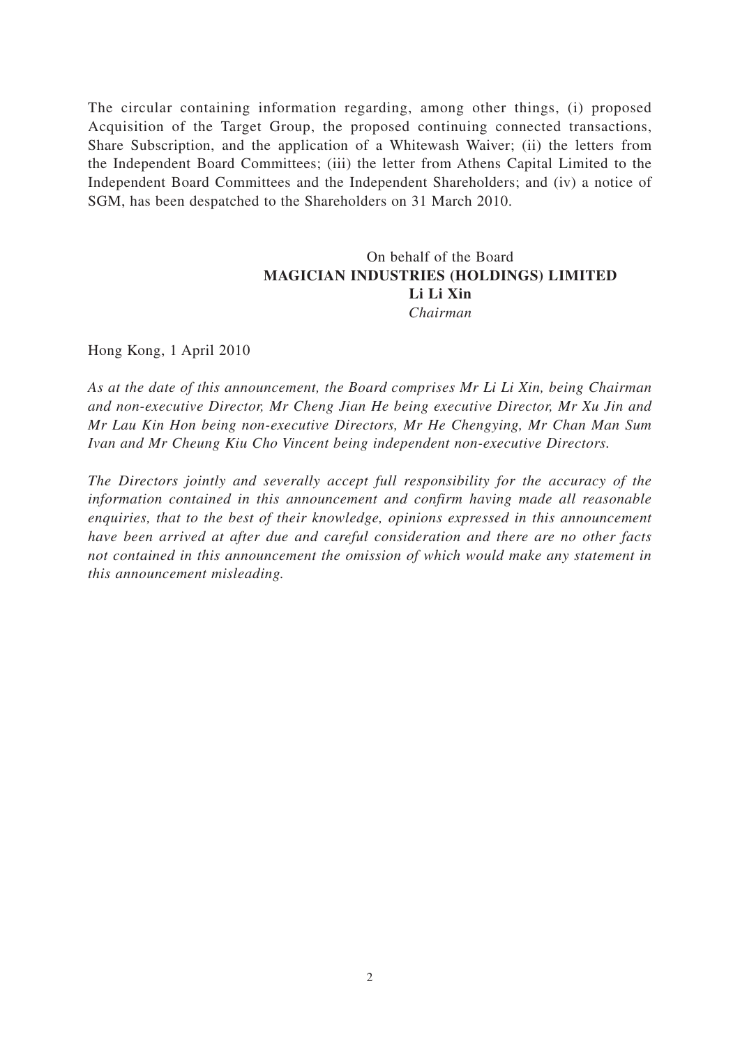The circular containing information regarding, among other things, (i) proposed Acquisition of the Target Group, the proposed continuing connected transactions, Share Subscription, and the application of a Whitewash Waiver; (ii) the letters from the Independent Board Committees; (iii) the letter from Athens Capital Limited to the Independent Board Committees and the Independent Shareholders; and (iv) a notice of SGM, has been despatched to the Shareholders on 31 March 2010.

On behalf of the Board
**MAGICIAN INDUSTRIES (HOLDINGS) LIMITED**
**Li Li Xin**
*Chairman*

Hong Kong, 1 April 2010

*As at the date of this announcement, the Board comprises Mr Li Li Xin, being Chairman and non-executive Director, Mr Cheng Jian He being executive Director, Mr Xu Jin and Mr Lau Kin Hon being non-executive Directors, Mr He Chengying, Mr Chan Man Sum Ivan and Mr Cheung Kiu Cho Vincent being independent non-executive Directors.*

*The Directors jointly and severally accept full responsibility for the accuracy of the information contained in this announcement and confirm having made all reasonable enquiries, that to the best of their knowledge, opinions expressed in this announcement have been arrived at after due and careful consideration and there are no other facts not contained in this announcement the omission of which would make any statement in this announcement misleading.*